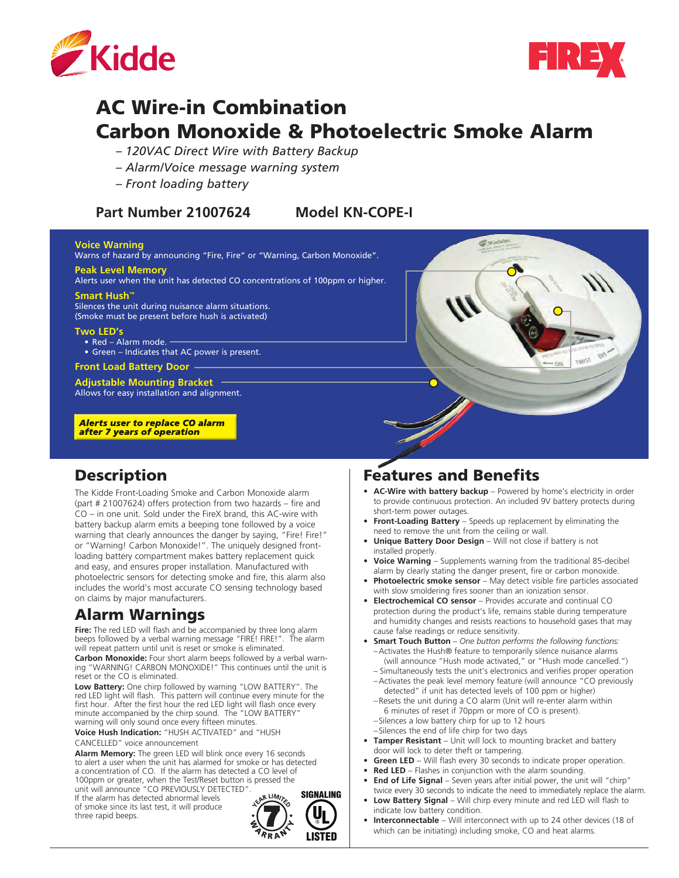Kidde

FIREX

# AC Wire-in Combination Carbon Monoxide & Photoelectric Smoke Alarm

*– 120VAC Direct Wire with Battery Backup*
*– Alarm/Voice message warning system*
*– Front loading battery*

**Part Number 21007624** **Model KN-COPE-I**

**Voice Warning**
Warns of hazard by announcing “Fire, Fire” or “Warning, Carbon Monoxide”.

**Peak Level Memory**
Alerts user when the unit has detected CO concentrations of 100ppm or higher.

**Smart Hush™**
Silences the unit during nuisance alarm situations.
(Smoke must be present before hush is activated)

**Two LED’s**
- Red – Alarm mode.
- Green – Indicates that AC power is present.

**Front Load Battery Door**

**Adjustable Mounting Bracket**
Allows for easy installation and alignment.

***Alerts user to replace CO alarm after 7 years of operation***

## Description

The Kidde Front-Loading Smoke and Carbon Monoxide alarm (part # 21007624) offers protection from two hazards – fire and CO – in one unit. Sold under the FireX brand, this AC-wire with battery backup alarm emits a beeping tone followed by a voice warning that clearly announces the danger by saying, “Fire! Fire!” or “Warning! Carbon Monoxide!”. The uniquely designed front-loading battery compartment makes battery replacement quick and easy, and ensures proper installation. Manufactured with photoelectric sensors for detecting smoke and fire, this alarm also includes the world’s most accurate CO sensing technology based on claims by major manufacturers.

## Alarm Warnings

**Fire:** The red LED will flash and be accompanied by three long alarm beeps followed by a verbal warning message “FIRE! FIRE!”. The alarm will repeat pattern until unit is reset or smoke is eliminated.

**Carbon Monoxide:** Four short alarm beeps followed by a verbal warning “WARNING! CARBON MONOXIDE!” This continues until the unit is reset or the CO is eliminated.

**Low Battery:** One chirp followed by warning “LOW BATTERY”. The red LED light will flash. This pattern will continue every minute for the first hour. After the first hour the red LED light will flash once every minute accompanied by the chirp sound. The “LOW BATTERY” warning will only sound once every fifteen minutes.

**Voice Hush Indication:** “HUSH ACTIVATED” and “HUSH CANCELLED” voice announcement

**Alarm Memory:** The green LED will blink once every 16 seconds to alert a user when the unit has alarmed for smoke or has detected a concentration of CO. If the alarm has detected a CO level of 100ppm or greater, when the Test/Reset button is pressed the unit will announce “CO PREVIOUSLY DETECTED”.
If the alarm has detected abnormal levels of smoke since its last test, it will produce three rapid beeps.

7 Year Limited Warranty

SIGNALING UL LISTED

## Features and Benefits

- **AC-Wire with battery backup** – Powered by home’s electricity in order to provide continuous protection. An included 9V battery protects during short-term power outages.
- **Front-Loading Battery** – Speeds up replacement by eliminating the need to remove the unit from the ceiling or wall.
- **Unique Battery Door Design** – Will not close if battery is not installed properly.
- **Voice Warning** – Supplements warning from the traditional 85-decibel alarm by clearly stating the danger present, fire or carbon monoxide.
- **Photoelectric smoke sensor** – May detect visible fire particles associated with slow smoldering fires sooner than an ionization sensor.
- **Electrochemical CO sensor** – Provides accurate and continual CO protection during the product’s life, remains stable during temperature and humidity changes and resists reactions to household gases that may cause false readings or reduce sensitivity.
- **Smart Touch Button** – *One button performs the following functions:*
  - Activates the Hush® feature to temporarily silence nuisance alarms (will announce “Hush mode activated,” or “Hush mode cancelled.”)
  - Simultaneously tests the unit’s electronics and verifies proper operation
  - Activates the peak level memory feature (will announce “CO previously detected” if unit has detected levels of 100 ppm or higher)
  - Resets the unit during a CO alarm (Unit will re-enter alarm within 6 minutes of reset if 70ppm or more of CO is present).
  - Silences a low battery chirp for up to 12 hours
  - Silences the end of life chirp for two days
- **Tamper Resistant** – Unit will lock to mounting bracket and battery door will lock to deter theft or tampering.
- **Green LED** – Will flash every 30 seconds to indicate proper operation.
- **Red LED** – Flashes in conjunction with the alarm sounding.
- **End of Life Signal** – Seven years after initial power, the unit will “chirp” twice every 30 seconds to indicate the need to immediately replace the alarm.
- **Low Battery Signal** – Will chirp every minute and red LED will flash to indicate low battery condition.
- **Interconnectable** – Will interconnect with up to 24 other devices (18 of which can be initiating) including smoke, CO and heat alarms.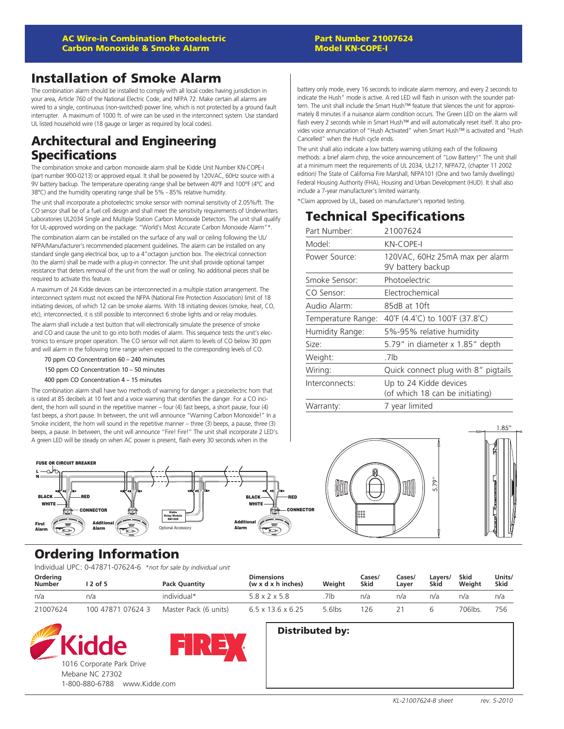AC Wire-in Combination Photoelectric Carbon Monoxide & Smoke Alarm

Part Number 21007624
Model KN-COPE-I

## Installation of Smoke Alarm

The combination alarm should be installed to comply with all local codes having jurisdiction in your area, Article 760 of the National Electric Code, and NFPA 72. Make certain all alarms are wired to a single, continuous (non-switched) power line, which is not protected by a ground fault interrupter. A maximum of 1000 ft. of wire can be used in the interconnect system. Use standard UL listed household wire (18 gauge or larger as required by local codes).

## Architectural and Engineering Specifications

The combination smoke and carbon monoxide alarm shall be Kidde Unit Number KN-COPE-I (part number 900-0213) or approved equal. It shall be powered by 120VAC, 60Hz source with a 9V battery backup. The temperature operating range shall be between 40°F and 100°F (4°C and 38°C) and the humidity operating range shall be 5% - 85% relative humidity.

The unit shall incorporate a photoelectric smoke sensor with nominal sensitivity of 2.05%/ft. The CO sensor shall be of a fuel cell design and shall meet the sensitivity requirements of Underwriters Laboratories UL2034 Single and Multiple Station Carbon Monoxide Detectors. The unit shall qualify for UL-approved wording on the package: "World's Most Accurate Carbon Monoxide Alarm"*.

The combination alarm can be installed on the surface of any wall or ceiling following the UL/NFPA/Manufacturer's recommended placement guidelines. The alarm can be installed on any standard single gang electrical box, up to a 4" octagon junction box. The electrical connection (to the alarm) shall be made with a plug-in connector. The unit shall provide optional tamper resistance that deters removal of the unit from the wall or ceiling. No additional pieces shall be required to activate this feature.

A maximum of 24 Kidde devices can be interconnected in a multiple station arrangement. The interconnect system must not exceed the NFPA (National Fire Protection Association) limit of 18 initiating devices, of which 12 can be smoke alarms. With 18 initiating devices (smoke, heat, CO, etc), interconnected, it is still possible to interconnect 6 strobe lights and or relay modules.

The alarm shall include a test button that will electronically simulate the presence of smoke and CO and cause the unit to go into both modes of alarm. This sequence tests the unit's electronics to ensure proper operation. The CO sensor will not alarm to levels of CO below 30 ppm and will alarm in the following time range when exposed to the corresponding levels of CO.

70 ppm CO Concentration 60 – 240 minutes

150 ppm CO Concentration 10 – 50 minutes

400 ppm CO Concentration 4 – 15 minutes

The combination alarm shall have two methods of warning for danger: a piezoelectric horn that is rated at 85 decibels at 10 feet and a voice warning that identifies the danger. For a CO incident, the horn will sound in the repetitive manner – four (4) fast beeps, a short pause, four (4) fast beeps, a short pause. In between, the unit will announce "Warning Carbon Monoxide!" In a Smoke incident, the horn will sound in the repetitive manner – three (3) beeps, a pause, three (3) beeps, a pause. In between, the unit will announce "Fire! Fire!" The unit shall incorporate 2 LED's. A green LED will be steady on when AC power is present, flash every 30 seconds when in the battery only mode, every 16 seconds to indicate alarm memory, and every 2 seconds to indicate the Hush" mode is active. A red LED will flash in unison with the sounder pattern. The unit shall include the Smart Hush™ feature that silences the unit for approximately 8 minutes if a nuisance alarm condition occurs. The Green LED on the alarm will flash every 2 seconds while in Smart Hush™ and will automatically reset itself. It also provides voice annunciation of "Hush Activated" when Smart Hush™ is activated and "Hush Cancelled" when the Hush cycle ends.

The unit shall also indicate a low battery warning utilizing each of the following methods: a brief alarm chirp, the voice announcement of "Low Battery!" The unit shall at a minimum meet the requirements of UL 2034, UL217, NFPA72, (chapter 11 2002 edition) The State of California Fire Marshall, NFPA101 (One and two family dwellings) Federal Housing Authority (FHA), Housing and Urban Development (HUD). It shall also include a 7-year manufacturer's limited warranty.

*Claim approved by UL, based on manufacturer's reported testing.

## Technical Specifications

| | |
|---|---|
| Part Number: | 21007624 |
| Model: | KN-COPE-I |
| Power Source: | 120VAC, 60Hz 25mA max per alarm 9V battery backup |
| Smoke Sensor: | Photoelectric |
| CO Sensor: | Electrochemical |
| Audio Alarm: | 85dB at 10ft |
| Temperature Range: | 40˚F (4.4˚C) to 100˚F (37.8˚C) |
| Humidity Range: | 5%-95% relative humidity |
| Size: | 5.79" in diameter x 1.85" depth |
| Weight: | .7lb |
| Wiring: | Quick connect plug with 8" pigtails |
| Interconnects: | Up to 24 Kidde devices (of which 18 can be initiating) |
| Warranty: | 7 year limited |

FUSE OR CIRCUIT BREAKER
L
N
BLACK
RED
WHITE
CONNECTOR
First Alarm
Additional Alarm
Kidde Relay Module SM120X
Optional Accessory
BLACK
RED
WHITE
CONNECTOR
Additional Alarm

5.79"
1.85"

## Ordering Information

Individual UPC: 0-47871-07624-6 *not for sale by individual unit*

| Ordering Number | I 2 of 5 | Pack Quantity | Dimensions (w x d x h inches) | Weight | Cases/ Skid | Cases/ Layer | Layers/ Skid | Skid Weight | Units/ Skid |
|---|---|---|---|---|---|---|---|---|---|
| n/a | n/a | individual* | 5.8 x 2 x 5.8 | .7lb | n/a | n/a | n/a | n/a | n/a |
| 21007624 | 100 47871 07624 3 | Master Pack (6 units) | 6.5 x 13.6 x 6.25 | 5.6lbs | 126 | 21 | 6 | 706lbs. | 756 |

Kidde
FIREX

1016 Corporate Park Drive
Mebane NC 27302
1-800-880-6788 www.Kidde.com

**Distributed by:**

KL-21007624-B sheet rev. 5-2010